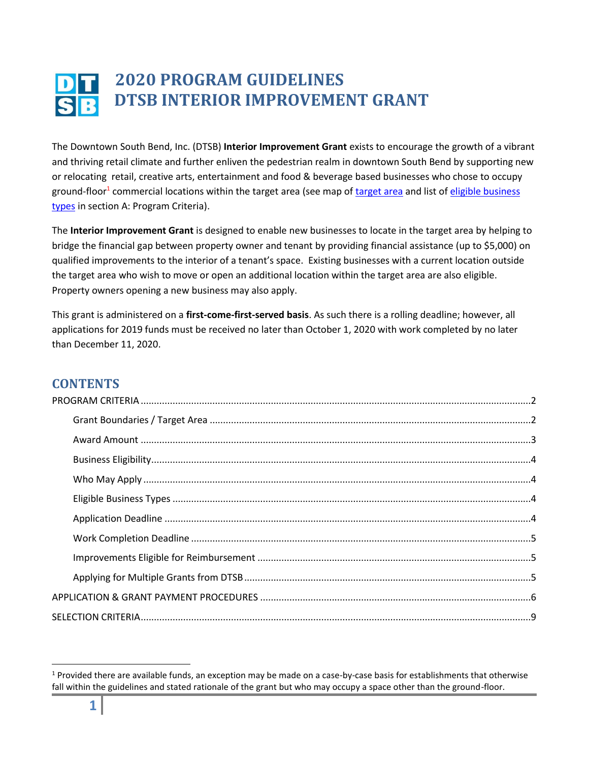# 2020 PROGRAM GUIDELINES
# DTSB INTERIOR IMPROVEMENT GRANT

The Downtown South Bend, Inc. (DTSB) **Interior Improvement Grant** exists to encourage the growth of a vibrant and thriving retail climate and further enliven the pedestrian realm in downtown South Bend by supporting new or relocating retail, creative arts, entertainment and food & beverage based businesses who chose to occupy ground-floor[1] commercial locations within the target area (see map of target area and list of eligible business types in section A: Program Criteria).

The **Interior Improvement Grant** is designed to enable new businesses to locate in the target area by helping to bridge the financial gap between property owner and tenant by providing financial assistance (up to $5,000) on qualified improvements to the interior of a tenant's space. Existing businesses with a current location outside the target area who wish to move or open an additional location within the target area are also eligible. Property owners opening a new business may also apply.

This grant is administered on a **first-come-first-served basis**. As such there is a rolling deadline; however, all applications for 2019 funds must be received no later than October 1, 2020 with work completed by no later than December 11, 2020.

## CONTENTS

- PROGRAM CRITERIA ........ 2
  - Grant Boundaries / Target Area ........ 2
  - Award Amount ........ 3
  - Business Eligibility ........ 4
  - Who May Apply ........ 4
  - Eligible Business Types ........ 4
  - Application Deadline ........ 4
  - Work Completion Deadline ........ 5
  - Improvements Eligible for Reimbursement ........ 5
  - Applying for Multiple Grants from DTSB ........ 5
- APPLICATION & GRANT PAYMENT PROCEDURES ........ 6
- SELECTION CRITERIA ........ 9

[1] Provided there are available funds, an exception may be made on a case-by-case basis for establishments that otherwise fall within the guidelines and stated rationale of the grant but who may occupy a space other than the ground-floor.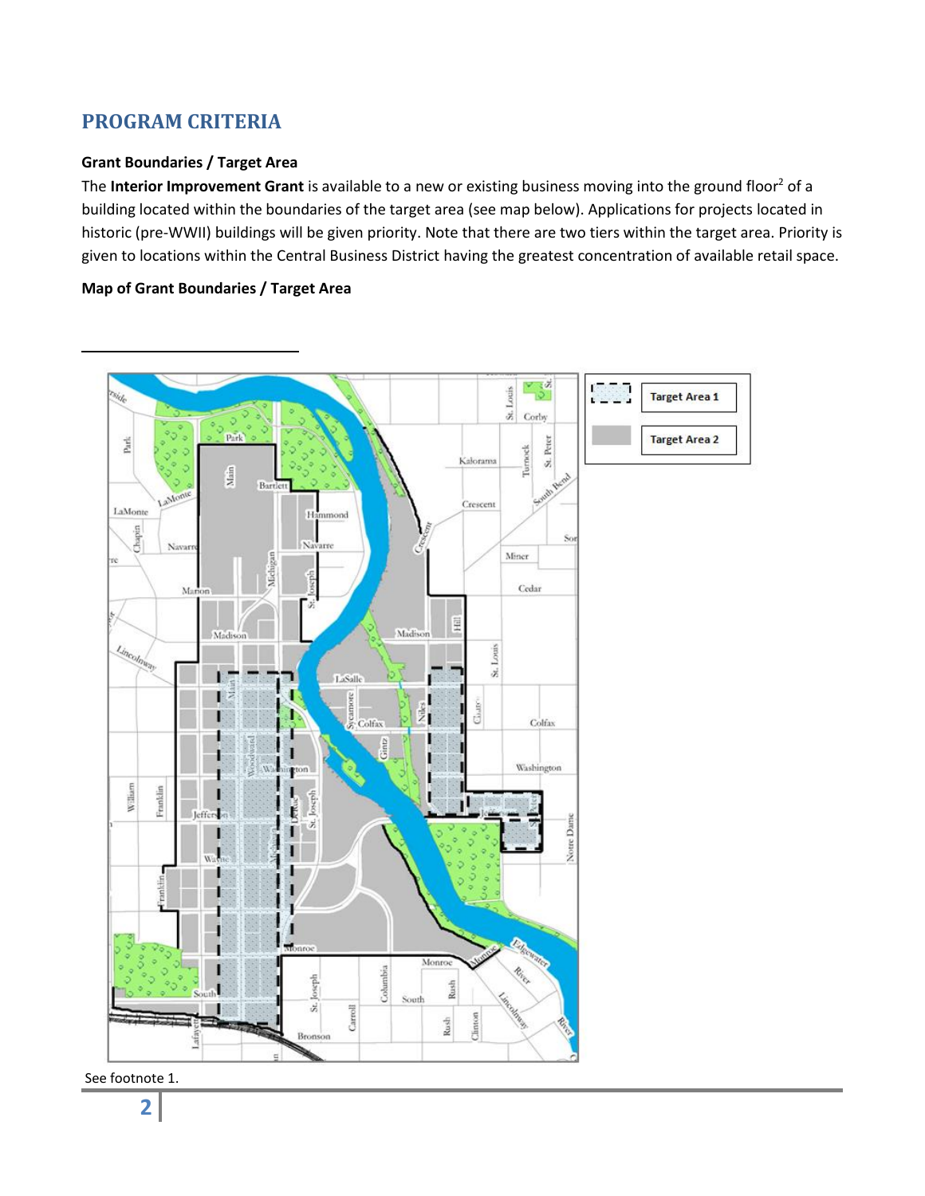## PROGRAM CRITERIA

### Grant Boundaries / Target Area

The **Interior Improvement Grant** is available to a new or existing business moving into the ground floor[2] of a building located within the boundaries of the target area (see map below). Applications for projects located in historic (pre-WWII) buildings will be given priority. Note that there are two tiers within the target area. Priority is given to locations within the Central Business District having the greatest concentration of available retail space.

### Map of Grant Boundaries / Target Area

See footnote 1.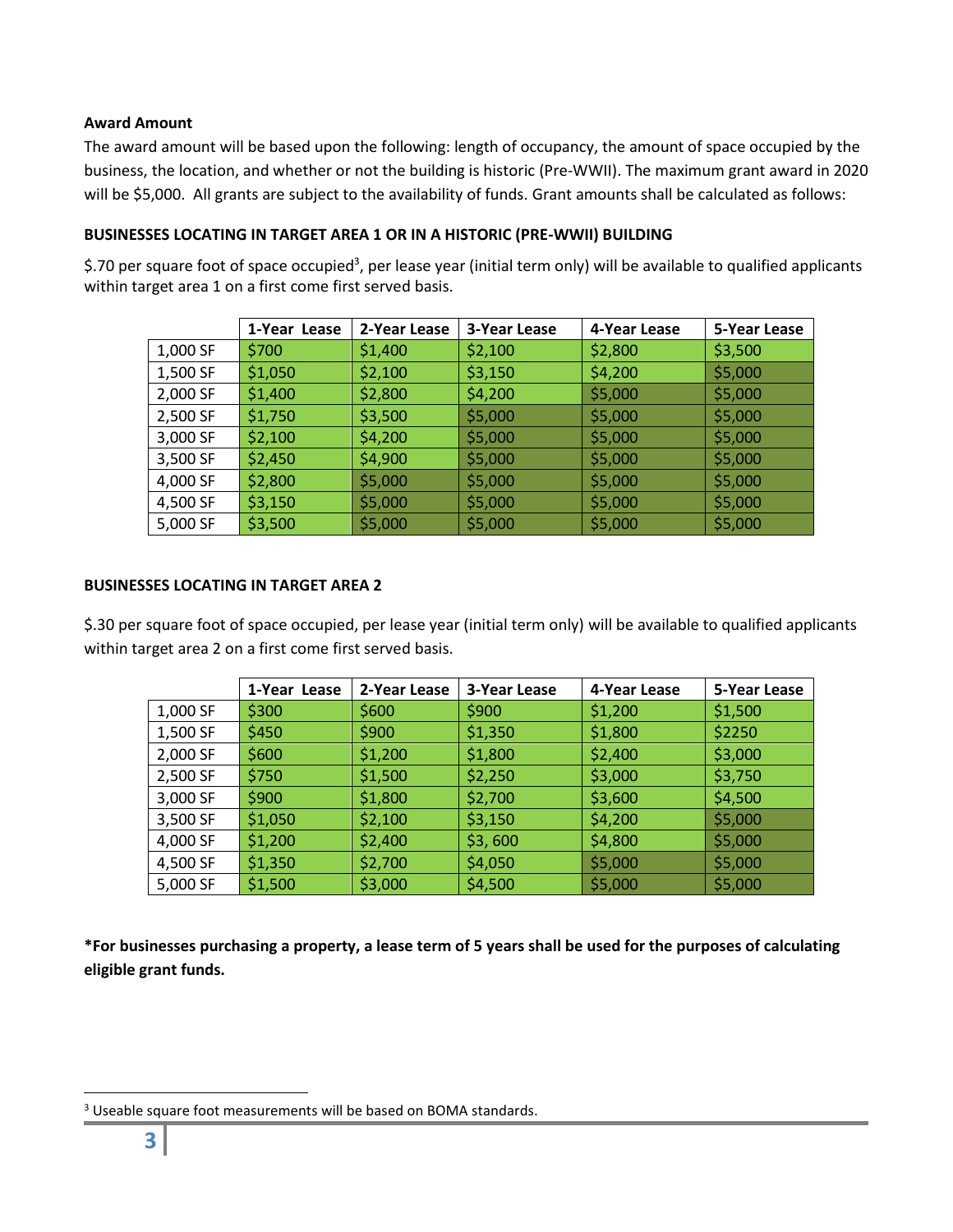**Award Amount**

The award amount will be based upon the following: length of occupancy, the amount of space occupied by the business, the location, and whether or not the building is historic (Pre-WWII). The maximum grant award in 2020 will be $5,000. All grants are subject to the availability of funds. Grant amounts shall be calculated as follows:

**BUSINESSES LOCATING IN TARGET AREA 1 OR IN A HISTORIC (PRE-WWII) BUILDING**

$.70 per square foot of space occupied[3], per lease year (initial term only) will be available to qualified applicants within target area 1 on a first come first served basis.

| | 1-Year Lease | 2-Year Lease | 3-Year Lease | 4-Year Lease | 5-Year Lease |
|---|---|---|---|---|---|
| 1,000 SF | $700 | $1,400 | $2,100 | $2,800 | $3,500 |
| 1,500 SF | $1,050 | $2,100 | $3,150 | $4,200 | $5,000 |
| 2,000 SF | $1,400 | $2,800 | $4,200 | $5,000 | $5,000 |
| 2,500 SF | $1,750 | $3,500 | $5,000 | $5,000 | $5,000 |
| 3,000 SF | $2,100 | $4,200 | $5,000 | $5,000 | $5,000 |
| 3,500 SF | $2,450 | $4,900 | $5,000 | $5,000 | $5,000 |
| 4,000 SF | $2,800 | $5,000 | $5,000 | $5,000 | $5,000 |
| 4,500 SF | $3,150 | $5,000 | $5,000 | $5,000 | $5,000 |
| 5,000 SF | $3,500 | $5,000 | $5,000 | $5,000 | $5,000 |

**BUSINESSES LOCATING IN TARGET AREA 2**

$.30 per square foot of space occupied, per lease year (initial term only) will be available to qualified applicants within target area 2 on a first come first served basis.

| | 1-Year Lease | 2-Year Lease | 3-Year Lease | 4-Year Lease | 5-Year Lease |
|---|---|---|---|---|---|
| 1,000 SF | $300 | $600 | $900 | $1,200 | $1,500 |
| 1,500 SF | $450 | $900 | $1,350 | $1,800 | $2250 |
| 2,000 SF | $600 | $1,200 | $1,800 | $2,400 | $3,000 |
| 2,500 SF | $750 | $1,500 | $2,250 | $3,000 | $3,750 |
| 3,000 SF | $900 | $1,800 | $2,700 | $3,600 | $4,500 |
| 3,500 SF | $1,050 | $2,100 | $3,150 | $4,200 | $5,000 |
| 4,000 SF | $1,200 | $2,400 | $3, 600 | $4,800 | $5,000 |
| 4,500 SF | $1,350 | $2,700 | $4,050 | $5,000 | $5,000 |
| 5,000 SF | $1,500 | $3,000 | $4,500 | $5,000 | $5,000 |

***For businesses purchasing a property, a lease term of 5 years shall be used for the purposes of calculating eligible grant funds.**

[3] Useable square foot measurements will be based on BOMA standards.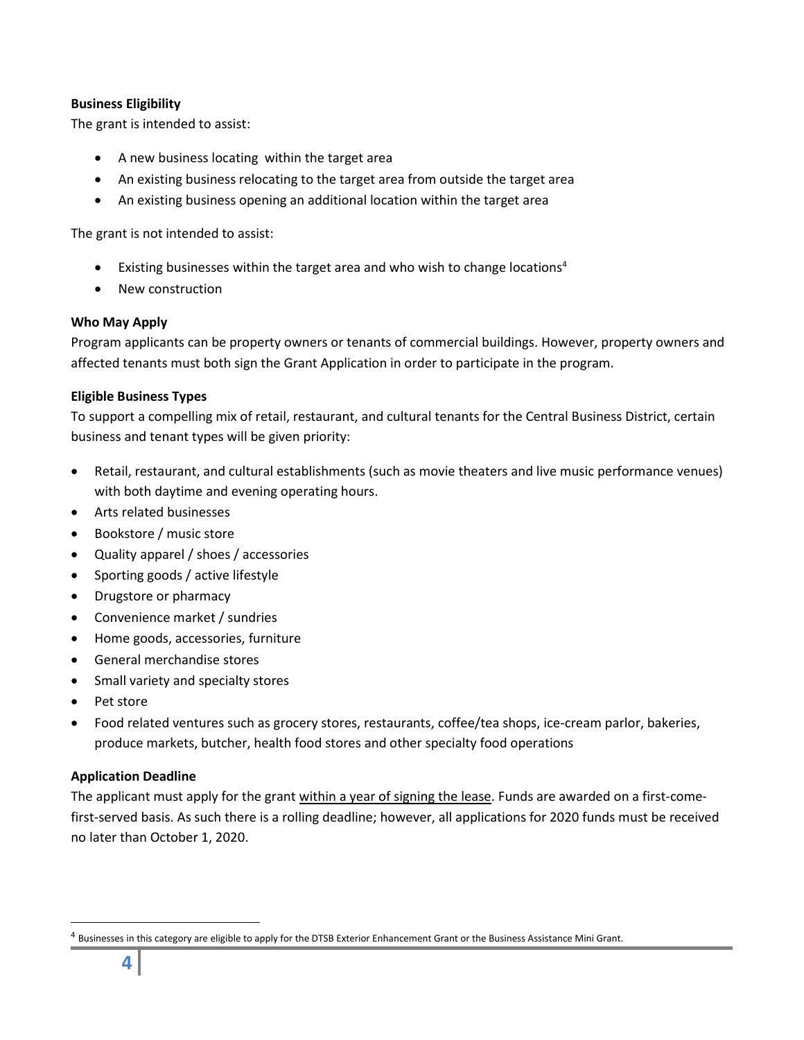**Business Eligibility**

The grant is intended to assist:

- A new business locating within the target area
- An existing business relocating to the target area from outside the target area
- An existing business opening an additional location within the target area

The grant is not intended to assist:

- Existing businesses within the target area and who wish to change locations[4]
- New construction

**Who May Apply**

Program applicants can be property owners or tenants of commercial buildings. However, property owners and affected tenants must both sign the Grant Application in order to participate in the program.

**Eligible Business Types**

To support a compelling mix of retail, restaurant, and cultural tenants for the Central Business District, certain business and tenant types will be given priority:

- Retail, restaurant, and cultural establishments (such as movie theaters and live music performance venues) with both daytime and evening operating hours.
- Arts related businesses
- Bookstore / music store
- Quality apparel / shoes / accessories
- Sporting goods / active lifestyle
- Drugstore or pharmacy
- Convenience market / sundries
- Home goods, accessories, furniture
- General merchandise stores
- Small variety and specialty stores
- Pet store
- Food related ventures such as grocery stores, restaurants, coffee/tea shops, ice-cream parlor, bakeries, produce markets, butcher, health food stores and other specialty food operations

**Application Deadline**

The applicant must apply for the grant within a year of signing the lease. Funds are awarded on a first-come-first-served basis. As such there is a rolling deadline; however, all applications for 2020 funds must be received no later than October 1, 2020.

---

[4] Businesses in this category are eligible to apply for the DTSB Exterior Enhancement Grant or the Business Assistance Mini Grant.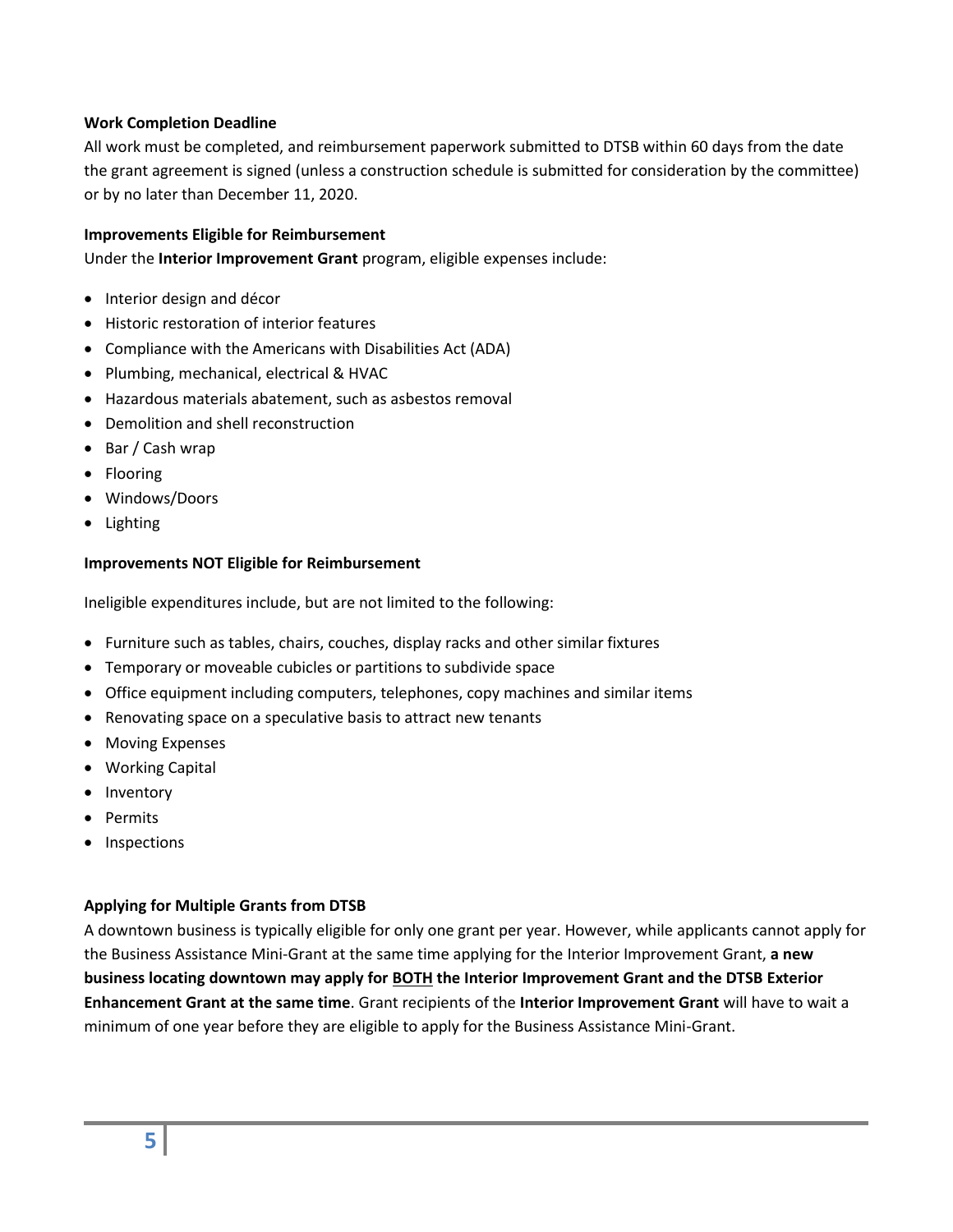**Work Completion Deadline**

All work must be completed, and reimbursement paperwork submitted to DTSB within 60 days from the date the grant agreement is signed (unless a construction schedule is submitted for consideration by the committee) or by no later than December 11, 2020.

**Improvements Eligible for Reimbursement**

Under the **Interior Improvement Grant** program, eligible expenses include:

- Interior design and décor
- Historic restoration of interior features
- Compliance with the Americans with Disabilities Act (ADA)
- Plumbing, mechanical, electrical & HVAC
- Hazardous materials abatement, such as asbestos removal
- Demolition and shell reconstruction
- Bar / Cash wrap
- Flooring
- Windows/Doors
- Lighting

**Improvements NOT Eligible for Reimbursement**

Ineligible expenditures include, but are not limited to the following:

- Furniture such as tables, chairs, couches, display racks and other similar fixtures
- Temporary or moveable cubicles or partitions to subdivide space
- Office equipment including computers, telephones, copy machines and similar items
- Renovating space on a speculative basis to attract new tenants
- Moving Expenses
- Working Capital
- Inventory
- Permits
- Inspections

**Applying for Multiple Grants from DTSB**

A downtown business is typically eligible for only one grant per year. However, while applicants cannot apply for the Business Assistance Mini-Grant at the same time applying for the Interior Improvement Grant, **a new business locating downtown may apply for <u>BOTH</u> the Interior Improvement Grant and the DTSB Exterior Enhancement Grant at the same time**. Grant recipients of the **Interior Improvement Grant** will have to wait a minimum of one year before they are eligible to apply for the Business Assistance Mini-Grant.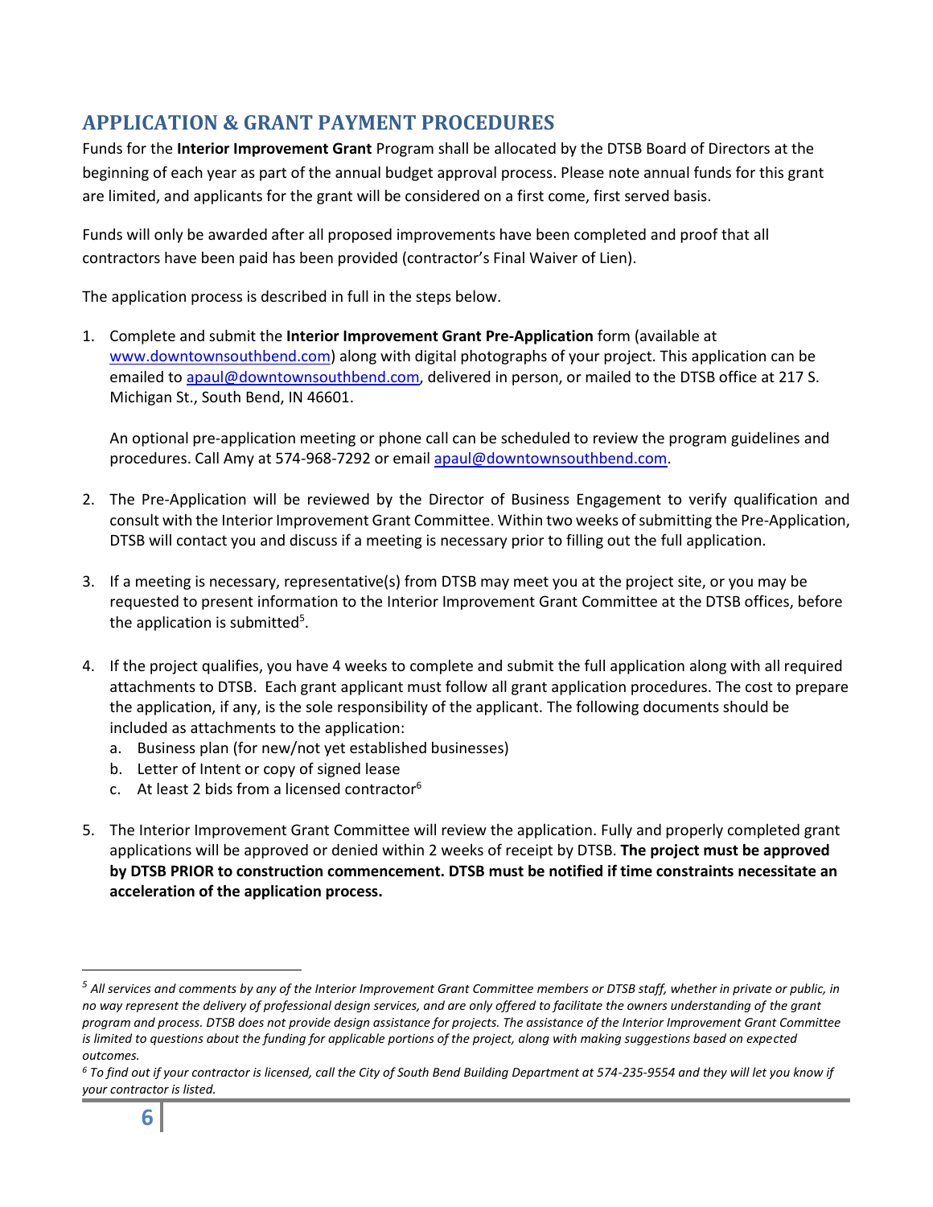## APPLICATION & GRANT PAYMENT PROCEDURES

Funds for the **Interior Improvement Grant** Program shall be allocated by the DTSB Board of Directors at the beginning of each year as part of the annual budget approval process. Please note annual funds for this grant are limited, and applicants for the grant will be considered on a first come, first served basis.

Funds will only be awarded after all proposed improvements have been completed and proof that all contractors have been paid has been provided (contractor's Final Waiver of Lien).

The application process is described in full in the steps below.

1. Complete and submit the **Interior Improvement Grant Pre-Application** form (available at www.downtownsouthbend.com) along with digital photographs of your project. This application can be emailed to apaul@downtownsouthbend.com, delivered in person, or mailed to the DTSB office at 217 S. Michigan St., South Bend, IN 46601.

   An optional pre-application meeting or phone call can be scheduled to review the program guidelines and procedures. Call Amy at 574-968-7292 or email apaul@downtownsouthbend.com.

2. The Pre-Application will be reviewed by the Director of Business Engagement to verify qualification and consult with the Interior Improvement Grant Committee. Within two weeks of submitting the Pre-Application, DTSB will contact you and discuss if a meeting is necessary prior to filling out the full application.

3. If a meeting is necessary, representative(s) from DTSB may meet you at the project site, or you may be requested to present information to the Interior Improvement Grant Committee at the DTSB offices, before the application is submitted[5].

4. If the project qualifies, you have 4 weeks to complete and submit the full application along with all required attachments to DTSB. Each grant applicant must follow all grant application procedures. The cost to prepare the application, if any, is the sole responsibility of the applicant. The following documents should be included as attachments to the application:
   a. Business plan (for new/not yet established businesses)
   b. Letter of Intent or copy of signed lease
   c. At least 2 bids from a licensed contractor[6]

5. The Interior Improvement Grant Committee will review the application. Fully and properly completed grant applications will be approved or denied within 2 weeks of receipt by DTSB. **The project must be approved by DTSB PRIOR to construction commencement. DTSB must be notified if time constraints necessitate an acceleration of the application process.**

---

[5] *All services and comments by any of the Interior Improvement Grant Committee members or DTSB staff, whether in private or public, in no way represent the delivery of professional design services, and are only offered to facilitate the owners understanding of the grant program and process. DTSB does not provide design assistance for projects. The assistance of the Interior Improvement Grant Committee is limited to questions about the funding for applicable portions of the project, along with making suggestions based on expected outcomes.*

[6] *To find out if your contractor is licensed, call the City of South Bend Building Department at 574-235-9554 and they will let you know if your contractor is listed.*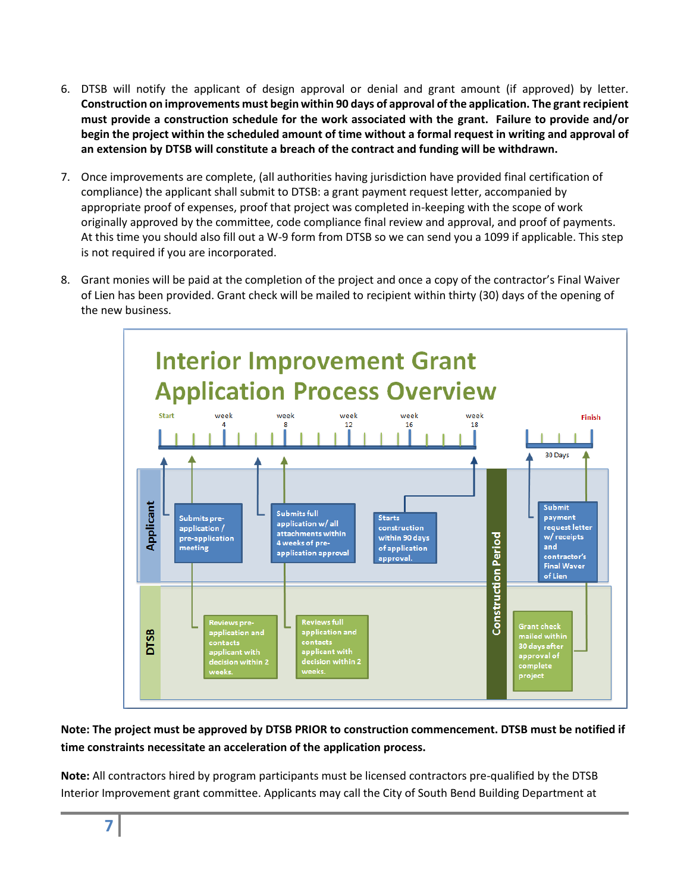6. DTSB will notify the applicant of design approval or denial and grant amount (if approved) by letter. **Construction on improvements must begin within 90 days of approval of the application. The grant recipient must provide a construction schedule for the work associated with the grant. Failure to provide and/or begin the project within the scheduled amount of time without a formal request in writing and approval of an extension by DTSB will constitute a breach of the contract and funding will be withdrawn.**

7. Once improvements are complete, (all authorities having jurisdiction have provided final certification of compliance) the applicant shall submit to DTSB: a grant payment request letter, accompanied by appropriate proof of expenses, proof that project was completed in-keeping with the scope of work originally approved by the committee, code compliance final review and approval, and proof of payments. At this time you should also fill out a W-9 form from DTSB so we can send you a 1099 if applicable. This step is not required if you are incorporated.

8. Grant monies will be paid at the completion of the project and once a copy of the contractor's Final Waiver of Lien has been provided. Grant check will be mailed to recipient within thirty (30) days of the opening of the new business.

## Interior Improvement Grant Application Process Overview

Start

week 4

week 8

week 12

week 16

week 18

Finish

30 Days

Applicant

Submits pre-application / pre-application meeting

Submits full application w/ all attachments within 4 weeks of pre-application approval

Starts construction within 90 days of application approval.

Construction Period

Submit payment request letter w/ receipts and contractor's Final Waver of Lien

DTSB

Reviews pre-application and contacts applicant with decision within 2 weeks.

Reviews full application and contacts applicant with decision within 2 weeks.

Grant check mailed within 30 days after approval of complete project

**Note: The project must be approved by DTSB PRIOR to construction commencement. DTSB must be notified if time constraints necessitate an acceleration of the application process.**

**Note:** All contractors hired by program participants must be licensed contractors pre-qualified by the DTSB Interior Improvement grant committee. Applicants may call the City of South Bend Building Department at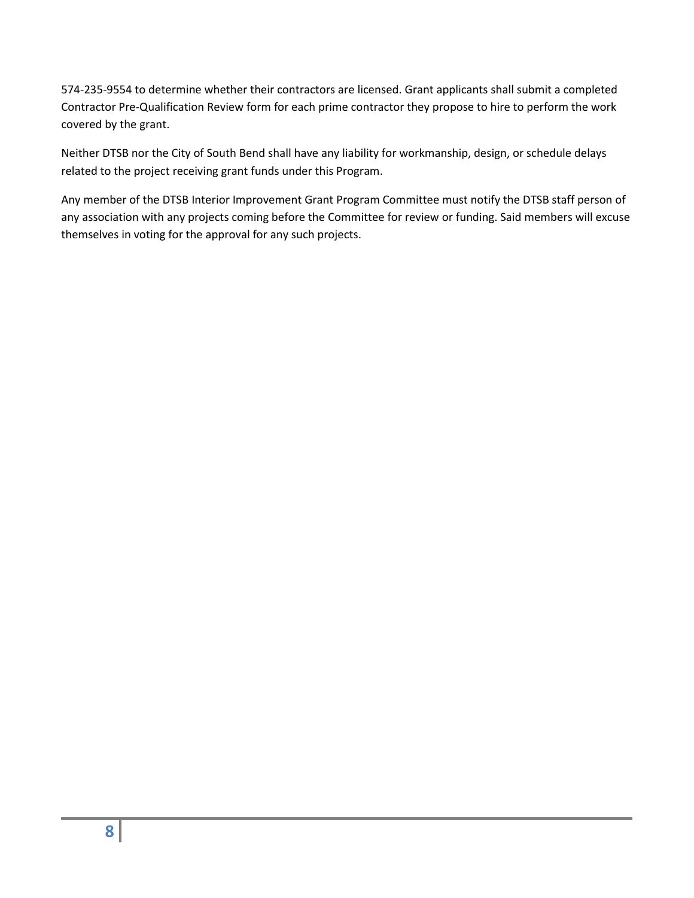574-235-9554 to determine whether their contractors are licensed. Grant applicants shall submit a completed Contractor Pre-Qualification Review form for each prime contractor they propose to hire to perform the work covered by the grant.

Neither DTSB nor the City of South Bend shall have any liability for workmanship, design, or schedule delays related to the project receiving grant funds under this Program.

Any member of the DTSB Interior Improvement Grant Program Committee must notify the DTSB staff person of any association with any projects coming before the Committee for review or funding. Said members will excuse themselves in voting for the approval for any such projects.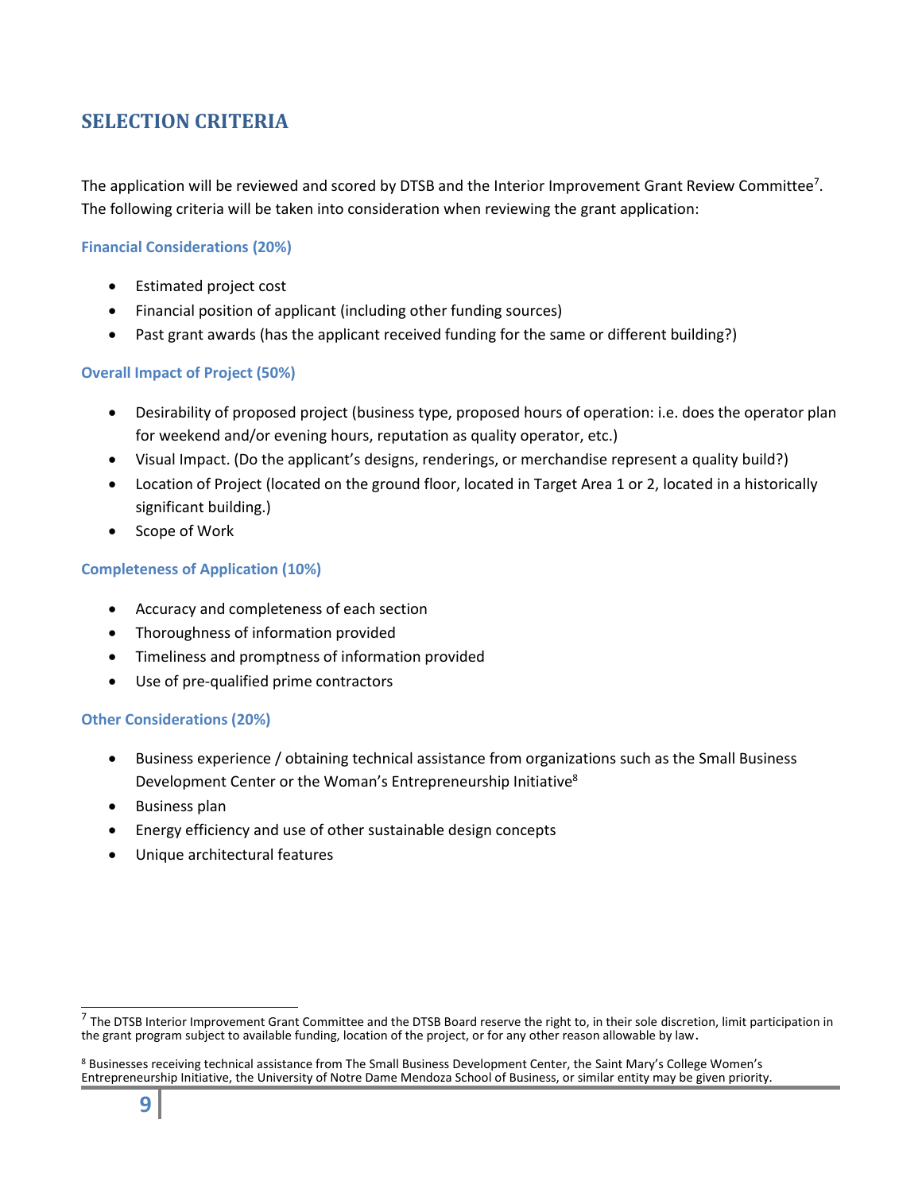## SELECTION CRITERIA

The application will be reviewed and scored by DTSB and the Interior Improvement Grant Review Committee[7]. The following criteria will be taken into consideration when reviewing the grant application:

### Financial Considerations (20%)

- Estimated project cost
- Financial position of applicant (including other funding sources)
- Past grant awards (has the applicant received funding for the same or different building?)

### Overall Impact of Project (50%)

- Desirability of proposed project (business type, proposed hours of operation: i.e. does the operator plan for weekend and/or evening hours, reputation as quality operator, etc.)
- Visual Impact. (Do the applicant's designs, renderings, or merchandise represent a quality build?)
- Location of Project (located on the ground floor, located in Target Area 1 or 2, located in a historically significant building.)
- Scope of Work

### Completeness of Application (10%)

- Accuracy and completeness of each section
- Thoroughness of information provided
- Timeliness and promptness of information provided
- Use of pre-qualified prime contractors

### Other Considerations (20%)

- Business experience / obtaining technical assistance from organizations such as the Small Business Development Center or the Woman's Entrepreneurship Initiative[8]
- Business plan
- Energy efficiency and use of other sustainable design concepts
- Unique architectural features

---

[7] The DTSB Interior Improvement Grant Committee and the DTSB Board reserve the right to, in their sole discretion, limit participation in the grant program subject to available funding, location of the project, or for any other reason allowable by law.

[8] Businesses receiving technical assistance from The Small Business Development Center, the Saint Mary's College Women's Entrepreneurship Initiative, the University of Notre Dame Mendoza School of Business, or similar entity may be given priority.